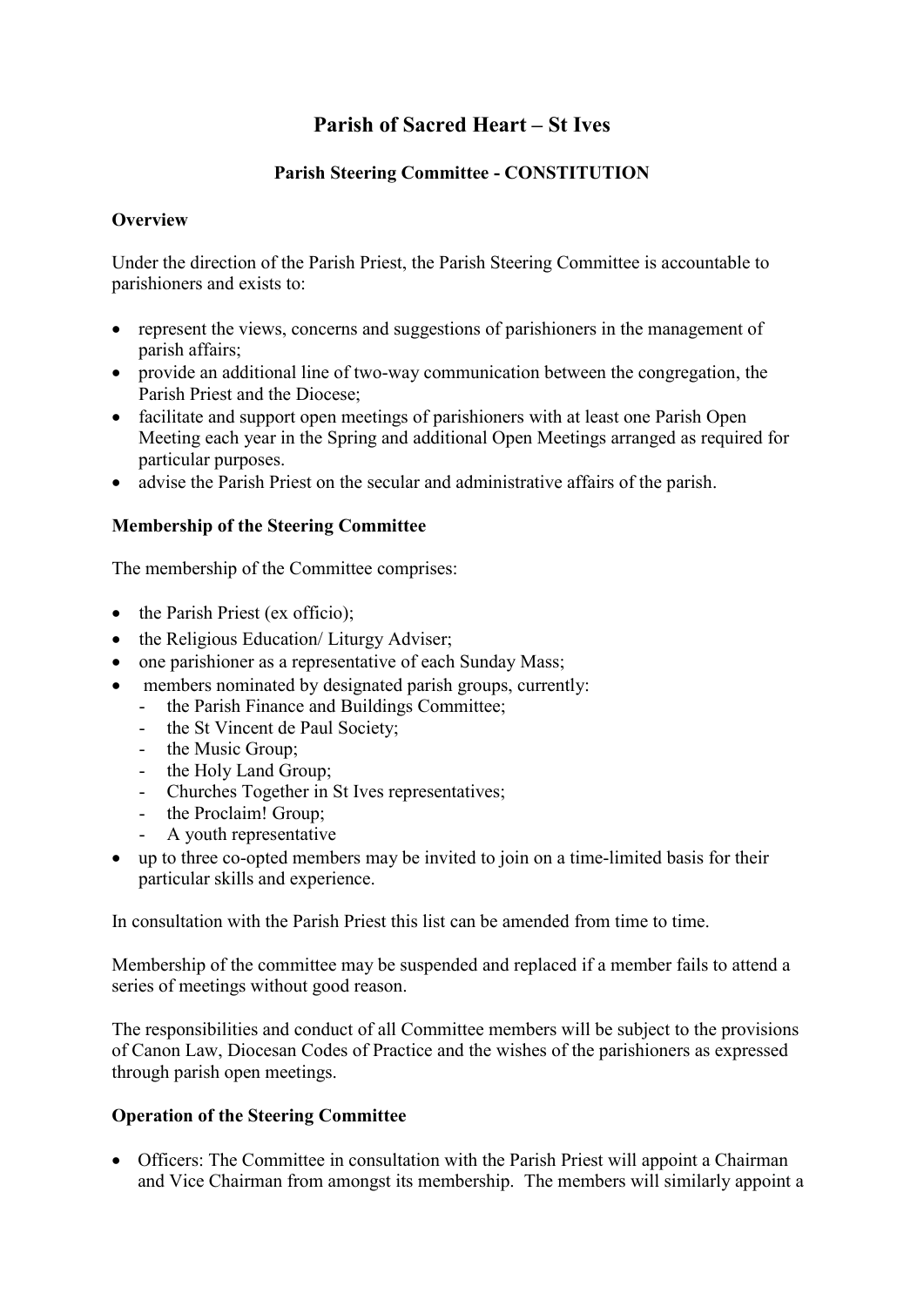# Parish of Sacred Heart – St Ives

## Parish Steering Committee - CONSTITUTION

### Overview

Under the direction of the Parish Priest, the Parish Steering Committee is accountable to parishioners and exists to:

- represent the views, concerns and suggestions of parishioners in the management of parish affairs;
- provide an additional line of two-way communication between the congregation, the Parish Priest and the Diocese;
- facilitate and support open meetings of parishioners with at least one Parish Open Meeting each year in the Spring and additional Open Meetings arranged as required for particular purposes.
- advise the Parish Priest on the secular and administrative affairs of the parish.

### Membership of the Steering Committee

The membership of the Committee comprises:

- the Parish Priest (ex officio);
- the Religious Education/ Liturgy Adviser;
- one parishioner as a representative of each Sunday Mass;
- members nominated by designated parish groups, currently:
  - the Parish Finance and Buildings Committee;
  - the St Vincent de Paul Society;
  - the Music Group;
  - the Holy Land Group;
  - Churches Together in St Ives representatives;
  - the Proclaim! Group;
  - A youth representative
- up to three co-opted members may be invited to join on a time-limited basis for their particular skills and experience.

In consultation with the Parish Priest this list can be amended from time to time.

Membership of the committee may be suspended and replaced if a member fails to attend a series of meetings without good reason.

The responsibilities and conduct of all Committee members will be subject to the provisions of Canon Law, Diocesan Codes of Practice and the wishes of the parishioners as expressed through parish open meetings.

### Operation of the Steering Committee

- Officers: The Committee in consultation with the Parish Priest will appoint a Chairman and Vice Chairman from amongst its membership. The members will similarly appoint a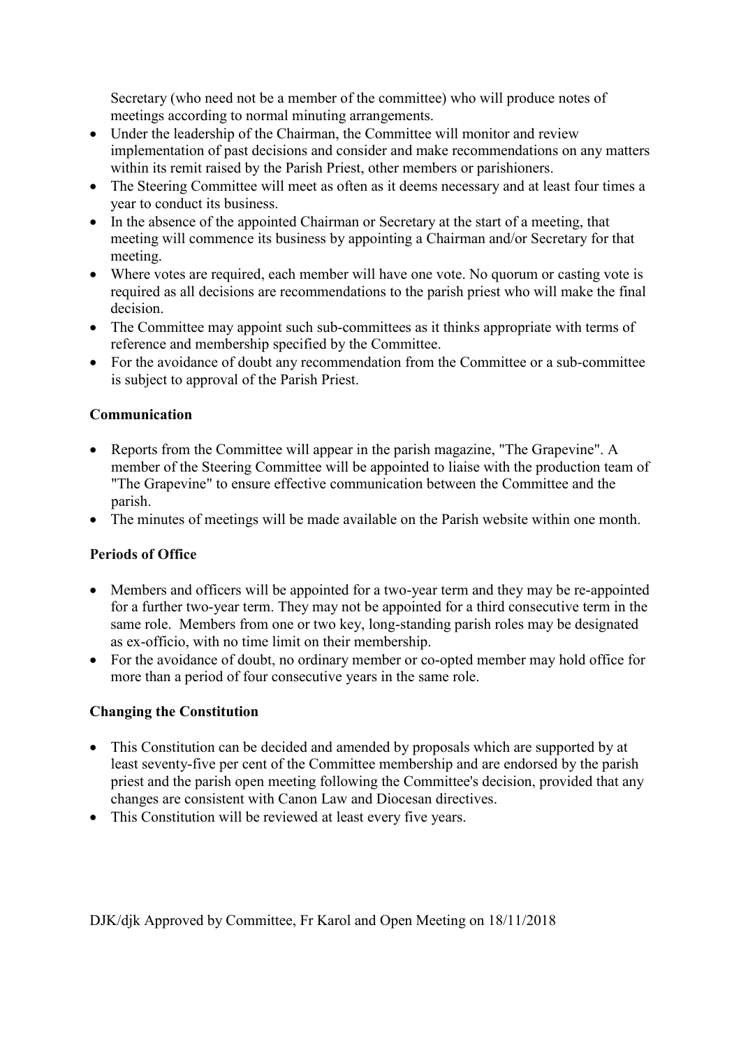Secretary (who need not be a member of the committee) who will produce notes of meetings according to normal minuting arrangements.

- Under the leadership of the Chairman, the Committee will monitor and review implementation of past decisions and consider and make recommendations on any matters within its remit raised by the Parish Priest, other members or parishioners.
- The Steering Committee will meet as often as it deems necessary and at least four times a year to conduct its business.
- In the absence of the appointed Chairman or Secretary at the start of a meeting, that meeting will commence its business by appointing a Chairman and/or Secretary for that meeting.
- Where votes are required, each member will have one vote. No quorum or casting vote is required as all decisions are recommendations to the parish priest who will make the final decision.
- The Committee may appoint such sub-committees as it thinks appropriate with terms of reference and membership specified by the Committee.
- For the avoidance of doubt any recommendation from the Committee or a sub-committee is subject to approval of the Parish Priest.

**Communication**

- Reports from the Committee will appear in the parish magazine, "The Grapevine". A member of the Steering Committee will be appointed to liaise with the production team of "The Grapevine" to ensure effective communication between the Committee and the parish.
- The minutes of meetings will be made available on the Parish website within one month.

**Periods of Office**

- Members and officers will be appointed for a two-year term and they may be re-appointed for a further two-year term. They may not be appointed for a third consecutive term in the same role. Members from one or two key, long-standing parish roles may be designated as ex-officio, with no time limit on their membership.
- For the avoidance of doubt, no ordinary member or co-opted member may hold office for more than a period of four consecutive years in the same role.

**Changing the Constitution**

- This Constitution can be decided and amended by proposals which are supported by at least seventy-five per cent of the Committee membership and are endorsed by the parish priest and the parish open meeting following the Committee's decision, provided that any changes are consistent with Canon Law and Diocesan directives.
- This Constitution will be reviewed at least every five years.

DJK/djk Approved by Committee, Fr Karol and Open Meeting on 18/11/2018